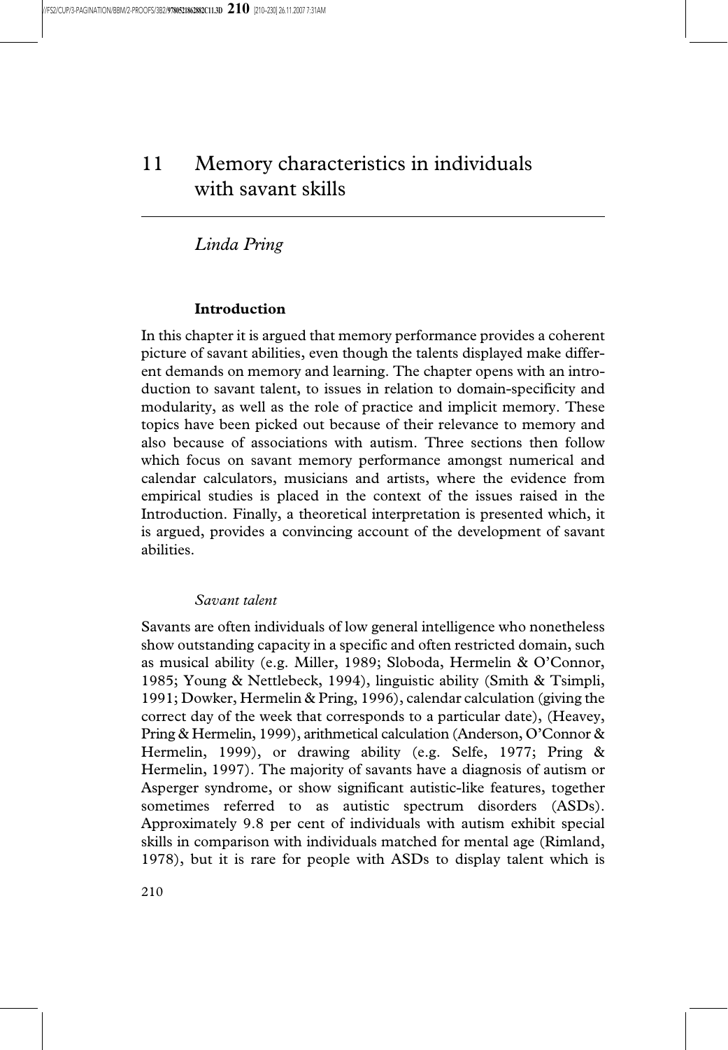# 11 Memory characteristics in individuals with savant skills

*Linda Pring*

## Introduction

In this chapter it is argued that memory performance provides a coherent picture of savant abilities, even though the talents displayed make different demands on memory and learning. The chapter opens with an introduction to savant talent, to issues in relation to domain-specificity and modularity, as well as the role of practice and implicit memory. These topics have been picked out because of their relevance to memory and also because of associations with autism. Three sections then follow which focus on savant memory performance amongst numerical and calendar calculators, musicians and artists, where the evidence from empirical studies is placed in the context of the issues raised in the Introduction. Finally, a theoretical interpretation is presented which, it is argued, provides a convincing account of the development of savant abilities.

### *Savant talent*

Savants are often individuals of low general intelligence who nonetheless show outstanding capacity in a specific and often restricted domain, such as musical ability (e.g. Miller, 1989; Sloboda, Hermelin & O'Connor, 1985; Young & Nettlebeck, 1994), linguistic ability (Smith & Tsimpli, 1991; Dowker, Hermelin & Pring, 1996), calendar calculation (giving the correct day of the week that corresponds to a particular date), (Heavey, Pring & Hermelin, 1999), arithmetical calculation (Anderson, O'Connor & Hermelin, 1999), or drawing ability (e.g. Selfe, 1977; Pring & Hermelin, 1997). The majority of savants have a diagnosis of autism or Asperger syndrome, or show significant autistic-like features, together sometimes referred to as autistic spectrum disorders (ASDs). Approximately 9.8 per cent of individuals with autism exhibit special skills in comparison with individuals matched for mental age (Rimland, 1978), but it is rare for people with ASDs to display talent which is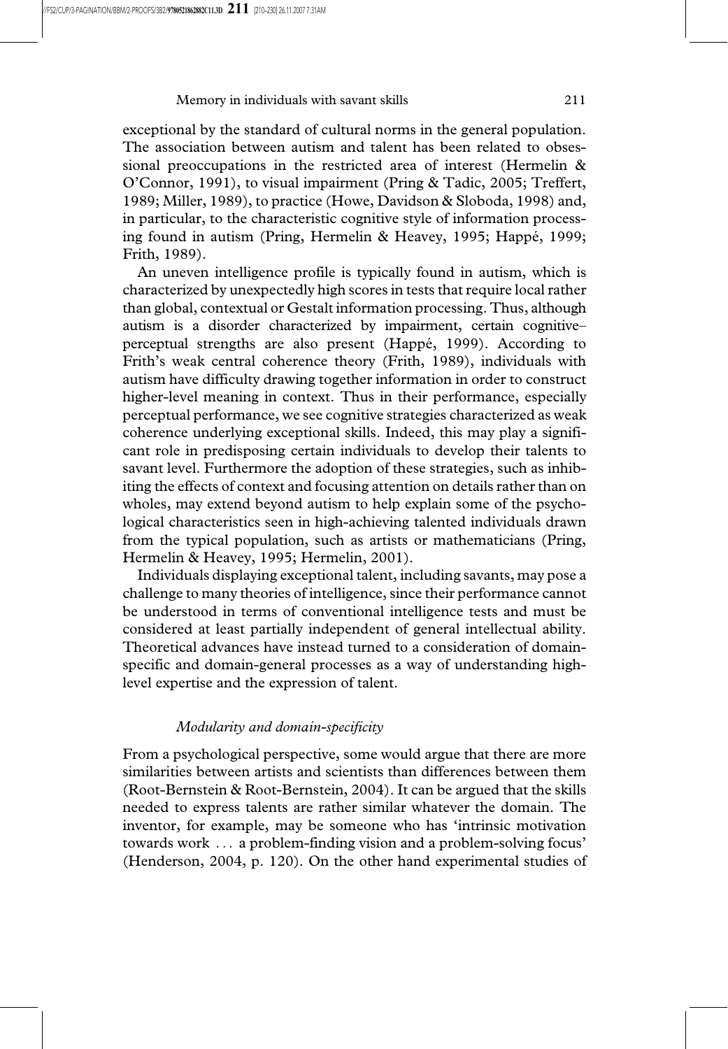exceptional by the standard of cultural norms in the general population. The association between autism and talent has been related to obsessional preoccupations in the restricted area of interest (Hermelin & O'Connor, 1991), to visual impairment (Pring & Tadic, 2005; Treffert, 1989; Miller, 1989), to practice (Howe, Davidson & Sloboda, 1998) and, in particular, to the characteristic cognitive style of information processing found in autism (Pring, Hermelin & Heavey, 1995; Happé, 1999; Frith, 1989).

An uneven intelligence profile is typically found in autism, which is characterized by unexpectedly high scores in tests that require local rather than global, contextual or Gestalt information processing. Thus, although autism is a disorder characterized by impairment, certain cognitive–perceptual strengths are also present (Happé, 1999). According to Frith's weak central coherence theory (Frith, 1989), individuals with autism have difficulty drawing together information in order to construct higher-level meaning in context. Thus in their performance, especially perceptual performance, we see cognitive strategies characterized as weak coherence underlying exceptional skills. Indeed, this may play a significant role in predisposing certain individuals to develop their talents to savant level. Furthermore the adoption of these strategies, such as inhibiting the effects of context and focusing attention on details rather than on wholes, may extend beyond autism to help explain some of the psychological characteristics seen in high-achieving talented individuals drawn from the typical population, such as artists or mathematicians (Pring, Hermelin & Heavey, 1995; Hermelin, 2001).

Individuals displaying exceptional talent, including savants, may pose a challenge to many theories of intelligence, since their performance cannot be understood in terms of conventional intelligence tests and must be considered at least partially independent of general intellectual ability. Theoretical advances have instead turned to a consideration of domain-specific and domain-general processes as a way of understanding high-level expertise and the expression of talent.

### *Modularity and domain-specificity*

From a psychological perspective, some would argue that there are more similarities between artists and scientists than differences between them (Root-Bernstein & Root-Bernstein, 2004). It can be argued that the skills needed to express talents are rather similar whatever the domain. The inventor, for example, may be someone who has 'intrinsic motivation towards work … a problem-finding vision and a problem-solving focus' (Henderson, 2004, p. 120). On the other hand experimental studies of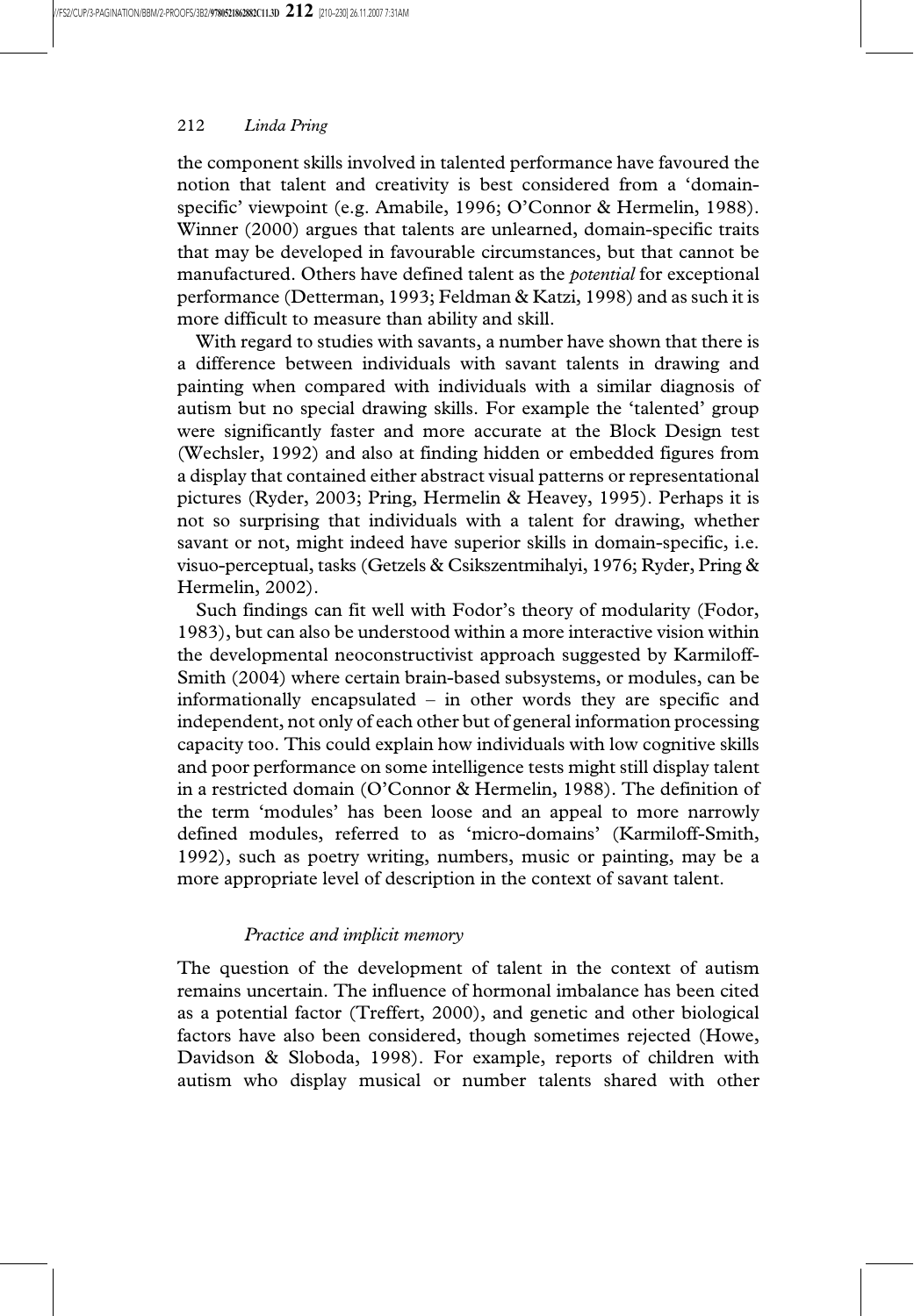the component skills involved in talented performance have favoured the notion that talent and creativity is best considered from a 'domain-specific' viewpoint (e.g. Amabile, 1996; O'Connor & Hermelin, 1988). Winner (2000) argues that talents are unlearned, domain-specific traits that may be developed in favourable circumstances, but that cannot be manufactured. Others have defined talent as the *potential* for exceptional performance (Detterman, 1993; Feldman & Katzi, 1998) and as such it is more difficult to measure than ability and skill.

With regard to studies with savants, a number have shown that there is a difference between individuals with savant talents in drawing and painting when compared with individuals with a similar diagnosis of autism but no special drawing skills. For example the 'talented' group were significantly faster and more accurate at the Block Design test (Wechsler, 1992) and also at finding hidden or embedded figures from a display that contained either abstract visual patterns or representational pictures (Ryder, 2003; Pring, Hermelin & Heavey, 1995). Perhaps it is not so surprising that individuals with a talent for drawing, whether savant or not, might indeed have superior skills in domain-specific, i.e. visuo-perceptual, tasks (Getzels & Csikszentmihalyi, 1976; Ryder, Pring & Hermelin, 2002).

Such findings can fit well with Fodor's theory of modularity (Fodor, 1983), but can also be understood within a more interactive vision within the developmental neoconstructivist approach suggested by Karmiloff-Smith (2004) where certain brain-based subsystems, or modules, can be informationally encapsulated – in other words they are specific and independent, not only of each other but of general information processing capacity too. This could explain how individuals with low cognitive skills and poor performance on some intelligence tests might still display talent in a restricted domain (O'Connor & Hermelin, 1988). The definition of the term 'modules' has been loose and an appeal to more narrowly defined modules, referred to as 'micro-domains' (Karmiloff-Smith, 1992), such as poetry writing, numbers, music or painting, may be a more appropriate level of description in the context of savant talent.

### *Practice and implicit memory*

The question of the development of talent in the context of autism remains uncertain. The influence of hormonal imbalance has been cited as a potential factor (Treffert, 2000), and genetic and other biological factors have also been considered, though sometimes rejected (Howe, Davidson & Sloboda, 1998). For example, reports of children with autism who display musical or number talents shared with other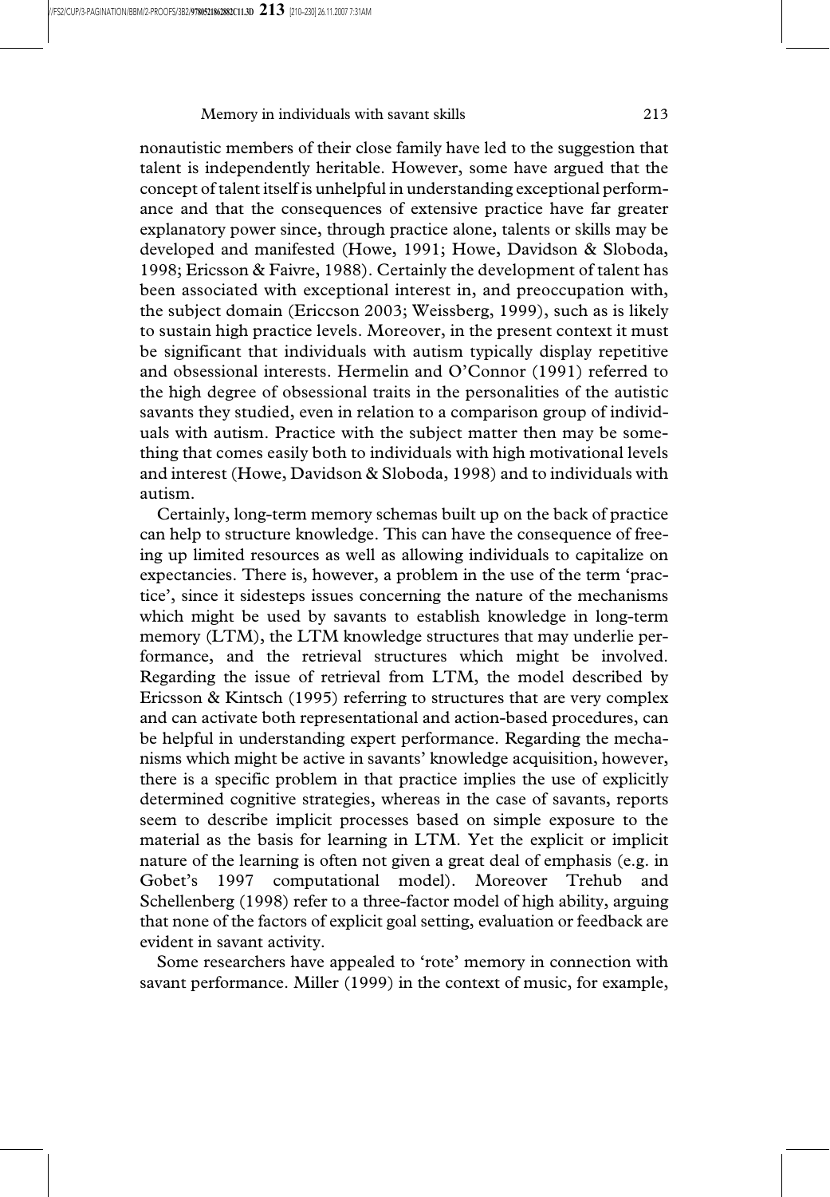nonautistic members of their close family have led to the suggestion that talent is independently heritable. However, some have argued that the concept of talent itself is unhelpful in understanding exceptional performance and that the consequences of extensive practice have far greater explanatory power since, through practice alone, talents or skills may be developed and manifested (Howe, 1991; Howe, Davidson & Sloboda, 1998; Ericsson & Faivre, 1988). Certainly the development of talent has been associated with exceptional interest in, and preoccupation with, the subject domain (Ericcson 2003; Weissberg, 1999), such as is likely to sustain high practice levels. Moreover, in the present context it must be significant that individuals with autism typically display repetitive and obsessional interests. Hermelin and O'Connor (1991) referred to the high degree of obsessional traits in the personalities of the autistic savants they studied, even in relation to a comparison group of individuals with autism. Practice with the subject matter then may be something that comes easily both to individuals with high motivational levels and interest (Howe, Davidson & Sloboda, 1998) and to individuals with autism.

Certainly, long-term memory schemas built up on the back of practice can help to structure knowledge. This can have the consequence of freeing up limited resources as well as allowing individuals to capitalize on expectancies. There is, however, a problem in the use of the term 'practice', since it sidesteps issues concerning the nature of the mechanisms which might be used by savants to establish knowledge in long-term memory (LTM), the LTM knowledge structures that may underlie performance, and the retrieval structures which might be involved. Regarding the issue of retrieval from LTM, the model described by Ericsson & Kintsch (1995) referring to structures that are very complex and can activate both representational and action-based procedures, can be helpful in understanding expert performance. Regarding the mechanisms which might be active in savants' knowledge acquisition, however, there is a specific problem in that practice implies the use of explicitly determined cognitive strategies, whereas in the case of savants, reports seem to describe implicit processes based on simple exposure to the material as the basis for learning in LTM. Yet the explicit or implicit nature of the learning is often not given a great deal of emphasis (e.g. in Gobet's 1997 computational model). Moreover Trehub and Schellenberg (1998) refer to a three-factor model of high ability, arguing that none of the factors of explicit goal setting, evaluation or feedback are evident in savant activity.

Some researchers have appealed to 'rote' memory in connection with savant performance. Miller (1999) in the context of music, for example,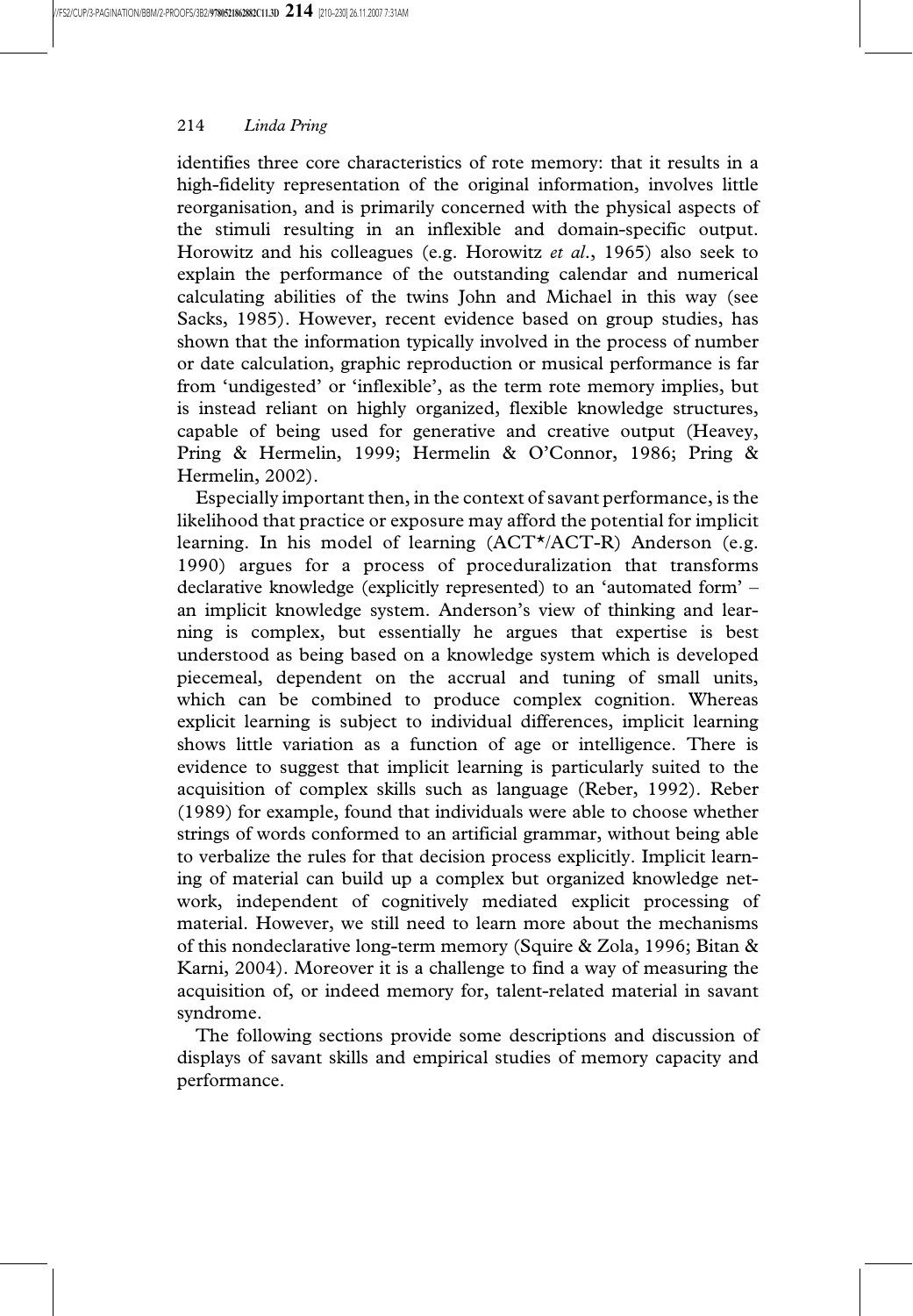identifies three core characteristics of rote memory: that it results in a high-fidelity representation of the original information, involves little reorganisation, and is primarily concerned with the physical aspects of the stimuli resulting in an inflexible and domain-specific output. Horowitz and his colleagues (e.g. Horowitz *et al*., 1965) also seek to explain the performance of the outstanding calendar and numerical calculating abilities of the twins John and Michael in this way (see Sacks, 1985). However, recent evidence based on group studies, has shown that the information typically involved in the process of number or date calculation, graphic reproduction or musical performance is far from 'undigested' or 'inflexible', as the term rote memory implies, but is instead reliant on highly organized, flexible knowledge structures, capable of being used for generative and creative output (Heavey, Pring & Hermelin, 1999; Hermelin & O'Connor, 1986; Pring & Hermelin, 2002).

Especially important then, in the context of savant performance, is the likelihood that practice or exposure may afford the potential for implicit learning. In his model of learning (ACT*/ACT-R) Anderson (e.g. 1990) argues for a process of proceduralization that transforms declarative knowledge (explicitly represented) to an 'automated form' – an implicit knowledge system. Anderson's view of thinking and learning is complex, but essentially he argues that expertise is best understood as being based on a knowledge system which is developed piecemeal, dependent on the accrual and tuning of small units, which can be combined to produce complex cognition. Whereas explicit learning is subject to individual differences, implicit learning shows little variation as a function of age or intelligence. There is evidence to suggest that implicit learning is particularly suited to the acquisition of complex skills such as language (Reber, 1992). Reber (1989) for example, found that individuals were able to choose whether strings of words conformed to an artificial grammar, without being able to verbalize the rules for that decision process explicitly. Implicit learning of material can build up a complex but organized knowledge network, independent of cognitively mediated explicit processing of material. However, we still need to learn more about the mechanisms of this nondeclarative long-term memory (Squire & Zola, 1996; Bitan & Karni, 2004). Moreover it is a challenge to find a way of measuring the acquisition of, or indeed memory for, talent-related material in savant syndrome.

The following sections provide some descriptions and discussion of displays of savant skills and empirical studies of memory capacity and performance.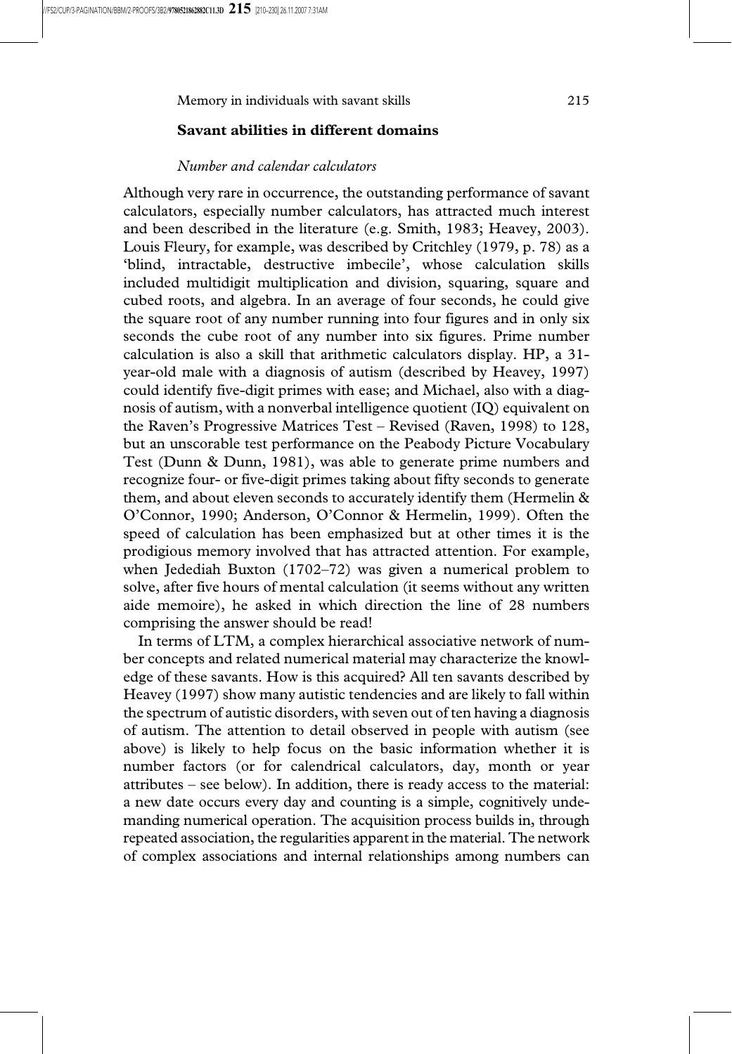## Savant abilities in different domains

### *Number and calendar calculators*

Although very rare in occurrence, the outstanding performance of savant calculators, especially number calculators, has attracted much interest and been described in the literature (e.g. Smith, 1983; Heavey, 2003). Louis Fleury, for example, was described by Critchley (1979, p. 78) as a 'blind, intractable, destructive imbecile', whose calculation skills included multidigit multiplication and division, squaring, square and cubed roots, and algebra. In an average of four seconds, he could give the square root of any number running into four figures and in only six seconds the cube root of any number into six figures. Prime number calculation is also a skill that arithmetic calculators display. HP, a 31-year-old male with a diagnosis of autism (described by Heavey, 1997) could identify five-digit primes with ease; and Michael, also with a diagnosis of autism, with a nonverbal intelligence quotient (IQ) equivalent on the Raven's Progressive Matrices Test – Revised (Raven, 1998) to 128, but an unscorable test performance on the Peabody Picture Vocabulary Test (Dunn & Dunn, 1981), was able to generate prime numbers and recognize four- or five-digit primes taking about fifty seconds to generate them, and about eleven seconds to accurately identify them (Hermelin & O'Connor, 1990; Anderson, O'Connor & Hermelin, 1999). Often the speed of calculation has been emphasized but at other times it is the prodigious memory involved that has attracted attention. For example, when Jedediah Buxton (1702–72) was given a numerical problem to solve, after five hours of mental calculation (it seems without any written aide memoire), he asked in which direction the line of 28 numbers comprising the answer should be read!

In terms of LTM, a complex hierarchical associative network of number concepts and related numerical material may characterize the knowledge of these savants. How is this acquired? All ten savants described by Heavey (1997) show many autistic tendencies and are likely to fall within the spectrum of autistic disorders, with seven out of ten having a diagnosis of autism. The attention to detail observed in people with autism (see above) is likely to help focus on the basic information whether it is number factors (or for calendrical calculators, day, month or year attributes – see below). In addition, there is ready access to the material: a new date occurs every day and counting is a simple, cognitively undemanding numerical operation. The acquisition process builds in, through repeated association, the regularities apparent in the material. The network of complex associations and internal relationships among numbers can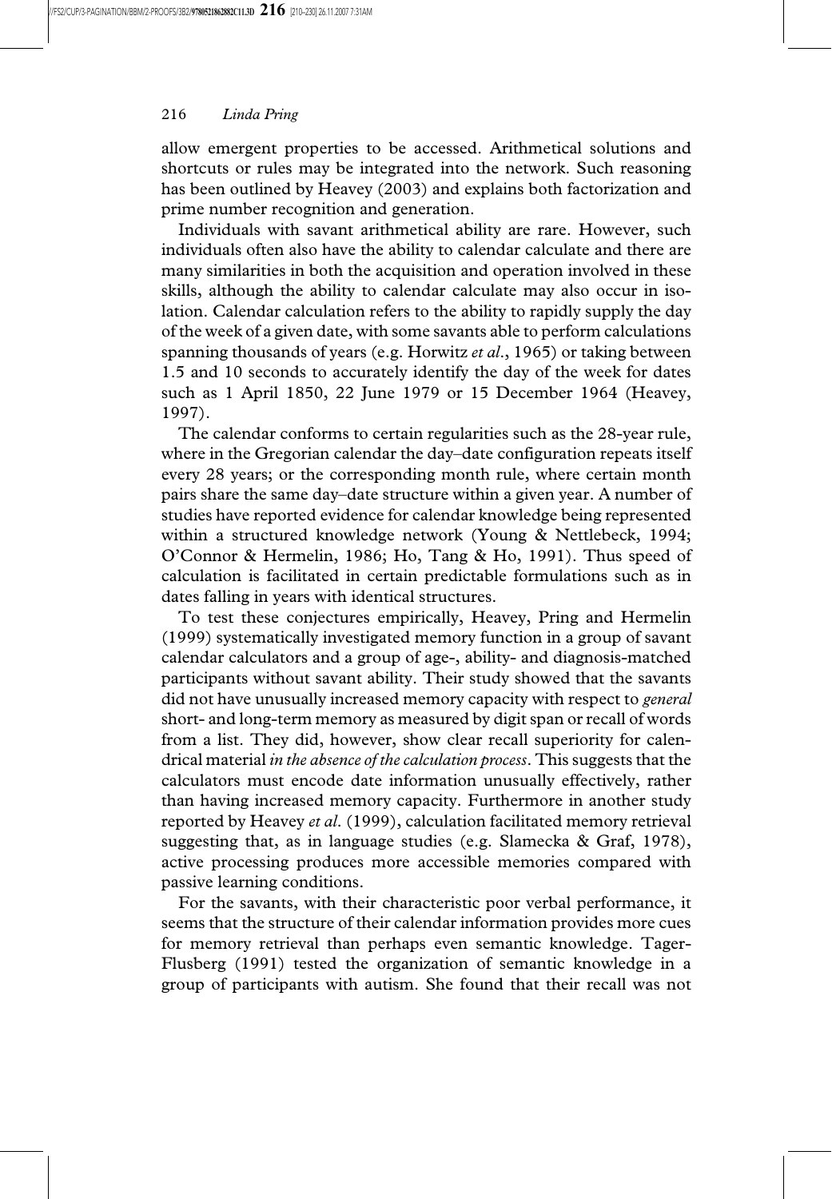allow emergent properties to be accessed. Arithmetical solutions and shortcuts or rules may be integrated into the network. Such reasoning has been outlined by Heavey (2003) and explains both factorization and prime number recognition and generation.

Individuals with savant arithmetical ability are rare. However, such individuals often also have the ability to calendar calculate and there are many similarities in both the acquisition and operation involved in these skills, although the ability to calendar calculate may also occur in isolation. Calendar calculation refers to the ability to rapidly supply the day of the week of a given date, with some savants able to perform calculations spanning thousands of years (e.g. Horwitz *et al*., 1965) or taking between 1.5 and 10 seconds to accurately identify the day of the week for dates such as 1 April 1850, 22 June 1979 or 15 December 1964 (Heavey, 1997).

The calendar conforms to certain regularities such as the 28-year rule, where in the Gregorian calendar the day–date configuration repeats itself every 28 years; or the corresponding month rule, where certain month pairs share the same day–date structure within a given year. A number of studies have reported evidence for calendar knowledge being represented within a structured knowledge network (Young & Nettlebeck, 1994; O'Connor & Hermelin, 1986; Ho, Tang & Ho, 1991). Thus speed of calculation is facilitated in certain predictable formulations such as in dates falling in years with identical structures.

To test these conjectures empirically, Heavey, Pring and Hermelin (1999) systematically investigated memory function in a group of savant calendar calculators and a group of age-, ability- and diagnosis-matched participants without savant ability. Their study showed that the savants did not have unusually increased memory capacity with respect to *general* short- and long-term memory as measured by digit span or recall of words from a list. They did, however, show clear recall superiority for calendrical material *in the absence of the calculation process*. This suggests that the calculators must encode date information unusually effectively, rather than having increased memory capacity. Furthermore in another study reported by Heavey *et al*. (1999), calculation facilitated memory retrieval suggesting that, as in language studies (e.g. Slamecka & Graf, 1978), active processing produces more accessible memories compared with passive learning conditions.

For the savants, with their characteristic poor verbal performance, it seems that the structure of their calendar information provides more cues for memory retrieval than perhaps even semantic knowledge. Tager-Flusberg (1991) tested the organization of semantic knowledge in a group of participants with autism. She found that their recall was not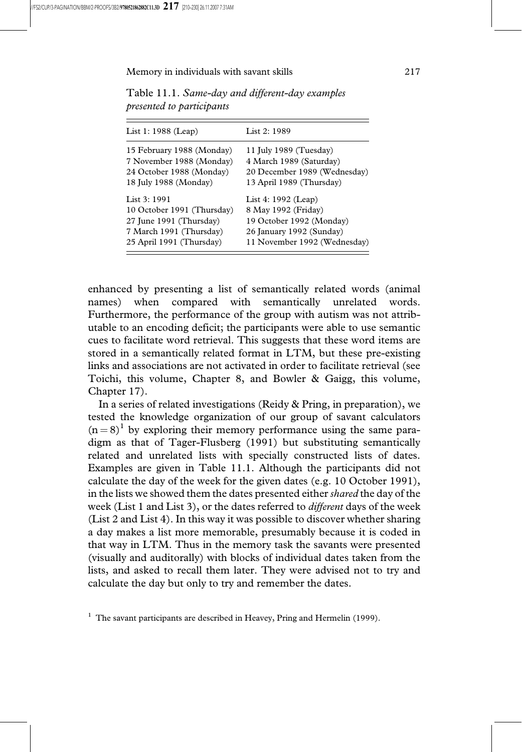Table 11.1. *Same-day and different-day examples presented to participants*

| List 1: 1988 (Leap) | List 2: 1989 |
| --- | --- |
| 15 February 1988 (Monday) | 11 July 1989 (Tuesday) |
| 7 November 1988 (Monday) | 4 March 1989 (Saturday) |
| 24 October 1988 (Monday) | 20 December 1989 (Wednesday) |
| 18 July 1988 (Monday) | 13 April 1989 (Thursday) |
| List 3: 1991 | List 4: 1992 (Leap) |
| 10 October 1991 (Thursday) | 8 May 1992 (Friday) |
| 27 June 1991 (Thursday) | 19 October 1992 (Monday) |
| 7 March 1991 (Thursday) | 26 January 1992 (Sunday) |
| 25 April 1991 (Thursday) | 11 November 1992 (Wednesday) |

enhanced by presenting a list of semantically related words (animal names) when compared with semantically unrelated words. Furthermore, the performance of the group with autism was not attributable to an encoding deficit; the participants were able to use semantic cues to facilitate word retrieval. This suggests that these word items are stored in a semantically related format in LTM, but these pre-existing links and associations are not activated in order to facilitate retrieval (see Toichi, this volume, Chapter 8, and Bowler & Gaigg, this volume, Chapter 17).

In a series of related investigations (Reidy & Pring, in preparation), we tested the knowledge organization of our group of savant calculators $(n = 8)$[1] by exploring their memory performance using the same paradigm as that of Tager-Flusberg (1991) but substituting semantically related and unrelated lists with specially constructed lists of dates. Examples are given in Table 11.1. Although the participants did not calculate the day of the week for the given dates (e.g. 10 October 1991), in the lists we showed them the dates presented either *shared* the day of the week (List 1 and List 3), or the dates referred to *different* days of the week (List 2 and List 4). In this way it was possible to discover whether sharing a day makes a list more memorable, presumably because it is coded in that way in LTM. Thus in the memory task the savants were presented (visually and auditorally) with blocks of individual dates taken from the lists, and asked to recall them later. They were advised not to try and calculate the day but only to try and remember the dates.

[1] The savant participants are described in Heavey, Pring and Hermelin (1999).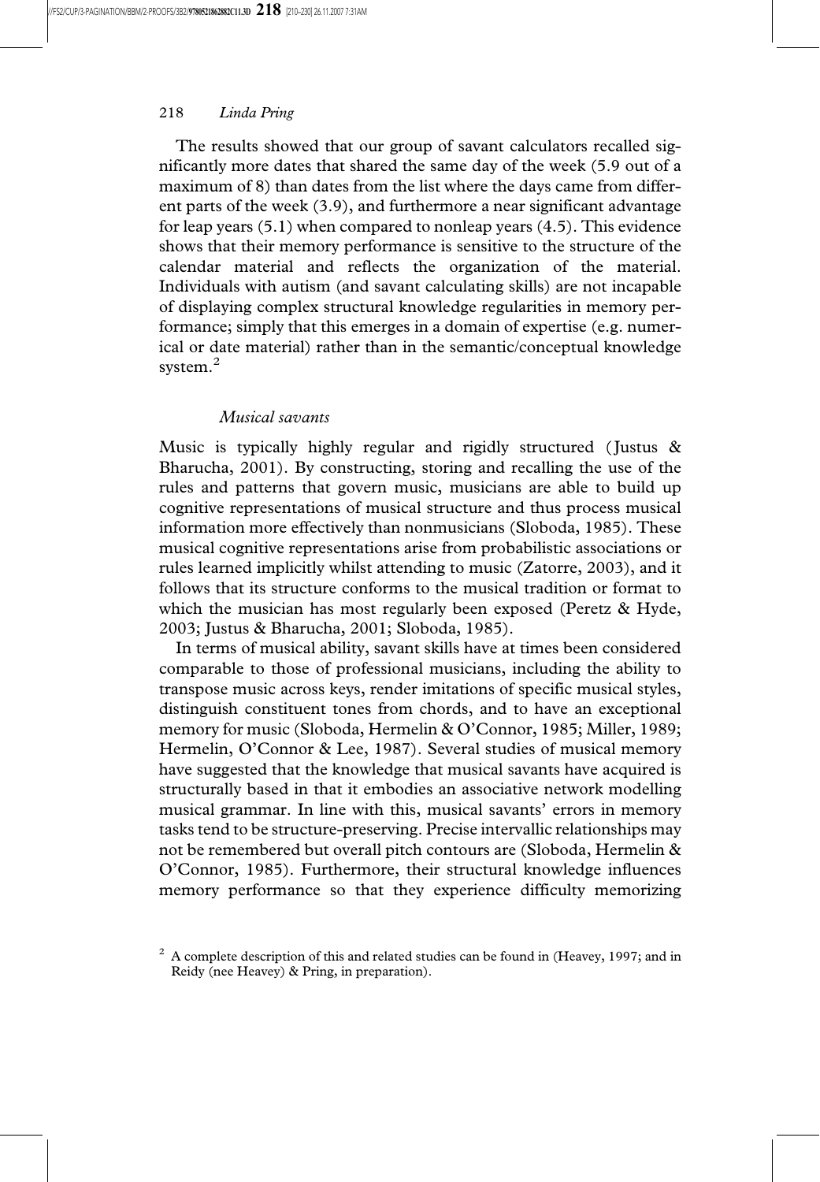The results showed that our group of savant calculators recalled significantly more dates that shared the same day of the week (5.9 out of a maximum of 8) than dates from the list where the days came from different parts of the week (3.9), and furthermore a near significant advantage for leap years (5.1) when compared to nonleap years (4.5). This evidence shows that their memory performance is sensitive to the structure of the calendar material and reflects the organization of the material. Individuals with autism (and savant calculating skills) are not incapable of displaying complex structural knowledge regularities in memory performance; simply that this emerges in a domain of expertise (e.g. numerical or date material) rather than in the semantic/conceptual knowledge system.[2]

### *Musical savants*

Music is typically highly regular and rigidly structured (Justus & Bharucha, 2001). By constructing, storing and recalling the use of the rules and patterns that govern music, musicians are able to build up cognitive representations of musical structure and thus process musical information more effectively than nonmusicians (Sloboda, 1985). These musical cognitive representations arise from probabilistic associations or rules learned implicitly whilst attending to music (Zatorre, 2003), and it follows that its structure conforms to the musical tradition or format to which the musician has most regularly been exposed (Peretz & Hyde, 2003; Justus & Bharucha, 2001; Sloboda, 1985).

In terms of musical ability, savant skills have at times been considered comparable to those of professional musicians, including the ability to transpose music across keys, render imitations of specific musical styles, distinguish constituent tones from chords, and to have an exceptional memory for music (Sloboda, Hermelin & O'Connor, 1985; Miller, 1989; Hermelin, O'Connor & Lee, 1987). Several studies of musical memory have suggested that the knowledge that musical savants have acquired is structurally based in that it embodies an associative network modelling musical grammar. In line with this, musical savants' errors in memory tasks tend to be structure-preserving. Precise intervallic relationships may not be remembered but overall pitch contours are (Sloboda, Hermelin & O'Connor, 1985). Furthermore, their structural knowledge influences memory performance so that they experience difficulty memorizing

[2] A complete description of this and related studies can be found in (Heavey, 1997; and in Reidy (nee Heavey) & Pring, in preparation).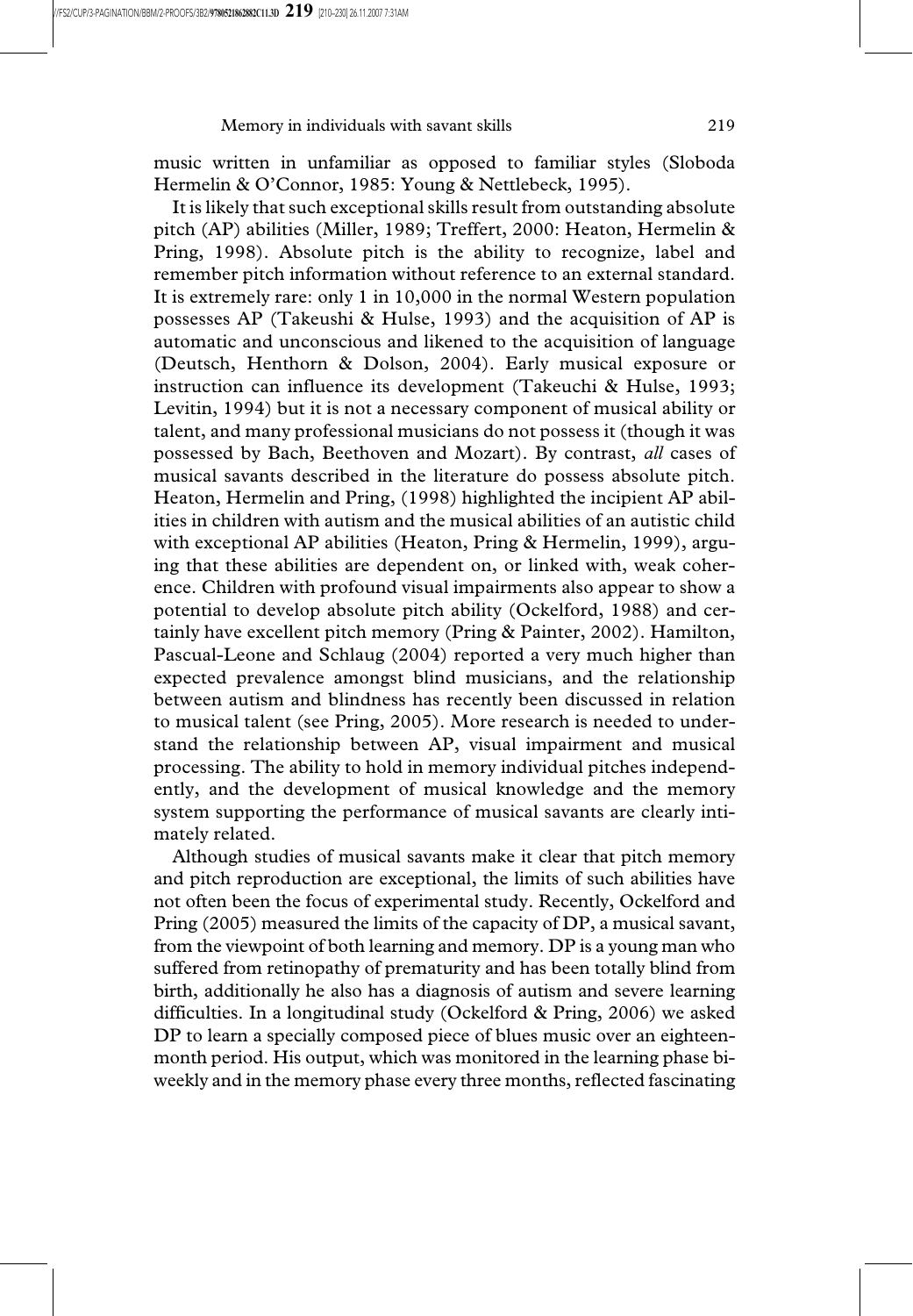music written in unfamiliar as opposed to familiar styles (Sloboda Hermelin & O'Connor, 1985: Young & Nettlebeck, 1995).

It is likely that such exceptional skills result from outstanding absolute pitch (AP) abilities (Miller, 1989; Treffert, 2000: Heaton, Hermelin & Pring, 1998). Absolute pitch is the ability to recognize, label and remember pitch information without reference to an external standard. It is extremely rare: only 1 in 10,000 in the normal Western population possesses AP (Takeushi & Hulse, 1993) and the acquisition of AP is automatic and unconscious and likened to the acquisition of language (Deutsch, Henthorn & Dolson, 2004). Early musical exposure or instruction can influence its development (Takeuchi & Hulse, 1993; Levitin, 1994) but it is not a necessary component of musical ability or talent, and many professional musicians do not possess it (though it was possessed by Bach, Beethoven and Mozart). By contrast, *all* cases of musical savants described in the literature do possess absolute pitch. Heaton, Hermelin and Pring, (1998) highlighted the incipient AP abilities in children with autism and the musical abilities of an autistic child with exceptional AP abilities (Heaton, Pring & Hermelin, 1999), arguing that these abilities are dependent on, or linked with, weak coherence. Children with profound visual impairments also appear to show a potential to develop absolute pitch ability (Ockelford, 1988) and certainly have excellent pitch memory (Pring & Painter, 2002). Hamilton, Pascual-Leone and Schlaug (2004) reported a very much higher than expected prevalence amongst blind musicians, and the relationship between autism and blindness has recently been discussed in relation to musical talent (see Pring, 2005). More research is needed to understand the relationship between AP, visual impairment and musical processing. The ability to hold in memory individual pitches independently, and the development of musical knowledge and the memory system supporting the performance of musical savants are clearly intimately related.

Although studies of musical savants make it clear that pitch memory and pitch reproduction are exceptional, the limits of such abilities have not often been the focus of experimental study. Recently, Ockelford and Pring (2005) measured the limits of the capacity of DP, a musical savant, from the viewpoint of both learning and memory. DP is a young man who suffered from retinopathy of prematurity and has been totally blind from birth, additionally he also has a diagnosis of autism and severe learning difficulties. In a longitudinal study (Ockelford & Pring, 2006) we asked DP to learn a specially composed piece of blues music over an eighteen-month period. His output, which was monitored in the learning phase bi-weekly and in the memory phase every three months, reflected fascinating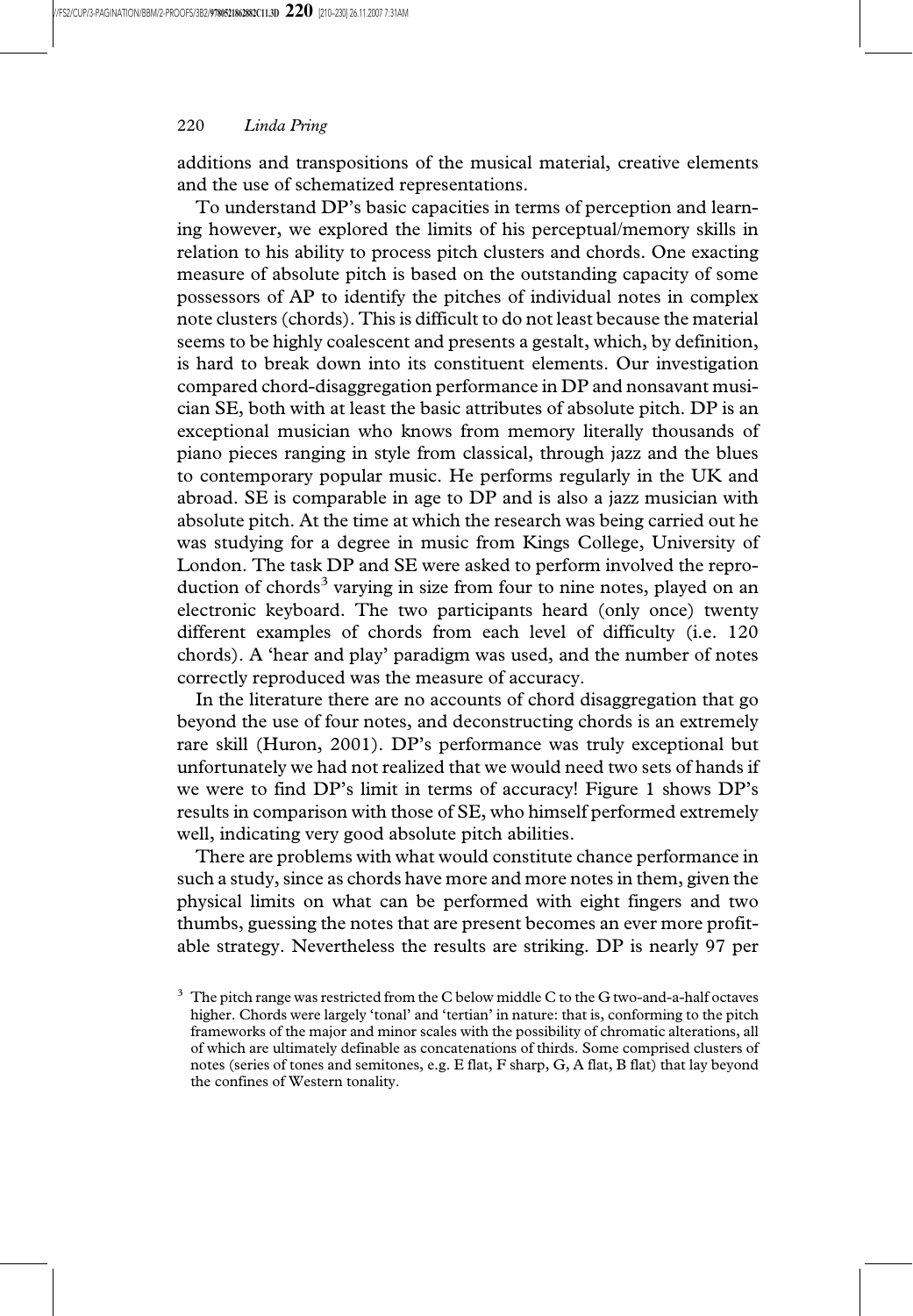additions and transpositions of the musical material, creative elements and the use of schematized representations.

To understand DP's basic capacities in terms of perception and learning however, we explored the limits of his perceptual/memory skills in relation to his ability to process pitch clusters and chords. One exacting measure of absolute pitch is based on the outstanding capacity of some possessors of AP to identify the pitches of individual notes in complex note clusters (chords). This is difficult to do not least because the material seems to be highly coalescent and presents a gestalt, which, by definition, is hard to break down into its constituent elements. Our investigation compared chord-disaggregation performance in DP and nonsavant musician SE, both with at least the basic attributes of absolute pitch. DP is an exceptional musician who knows from memory literally thousands of piano pieces ranging in style from classical, through jazz and the blues to contemporary popular music. He performs regularly in the UK and abroad. SE is comparable in age to DP and is also a jazz musician with absolute pitch. At the time at which the research was being carried out he was studying for a degree in music from Kings College, University of London. The task DP and SE were asked to perform involved the reproduction of chords[3] varying in size from four to nine notes, played on an electronic keyboard. The two participants heard (only once) twenty different examples of chords from each level of difficulty (i.e. 120 chords). A 'hear and play' paradigm was used, and the number of notes correctly reproduced was the measure of accuracy.

In the literature there are no accounts of chord disaggregation that go beyond the use of four notes, and deconstructing chords is an extremely rare skill (Huron, 2001). DP's performance was truly exceptional but unfortunately we had not realized that we would need two sets of hands if we were to find DP's limit in terms of accuracy! Figure 1 shows DP's results in comparison with those of SE, who himself performed extremely well, indicating very good absolute pitch abilities.

There are problems with what would constitute chance performance in such a study, since as chords have more and more notes in them, given the physical limits on what can be performed with eight fingers and two thumbs, guessing the notes that are present becomes an ever more profitable strategy. Nevertheless the results are striking. DP is nearly 97 per

[3] The pitch range was restricted from the C below middle C to the G two-and-a-half octaves higher. Chords were largely 'tonal' and 'tertian' in nature: that is, conforming to the pitch frameworks of the major and minor scales with the possibility of chromatic alterations, all of which are ultimately definable as concatenations of thirds. Some comprised clusters of notes (series of tones and semitones, e.g. E flat, F sharp, G, A flat, B flat) that lay beyond the confines of Western tonality.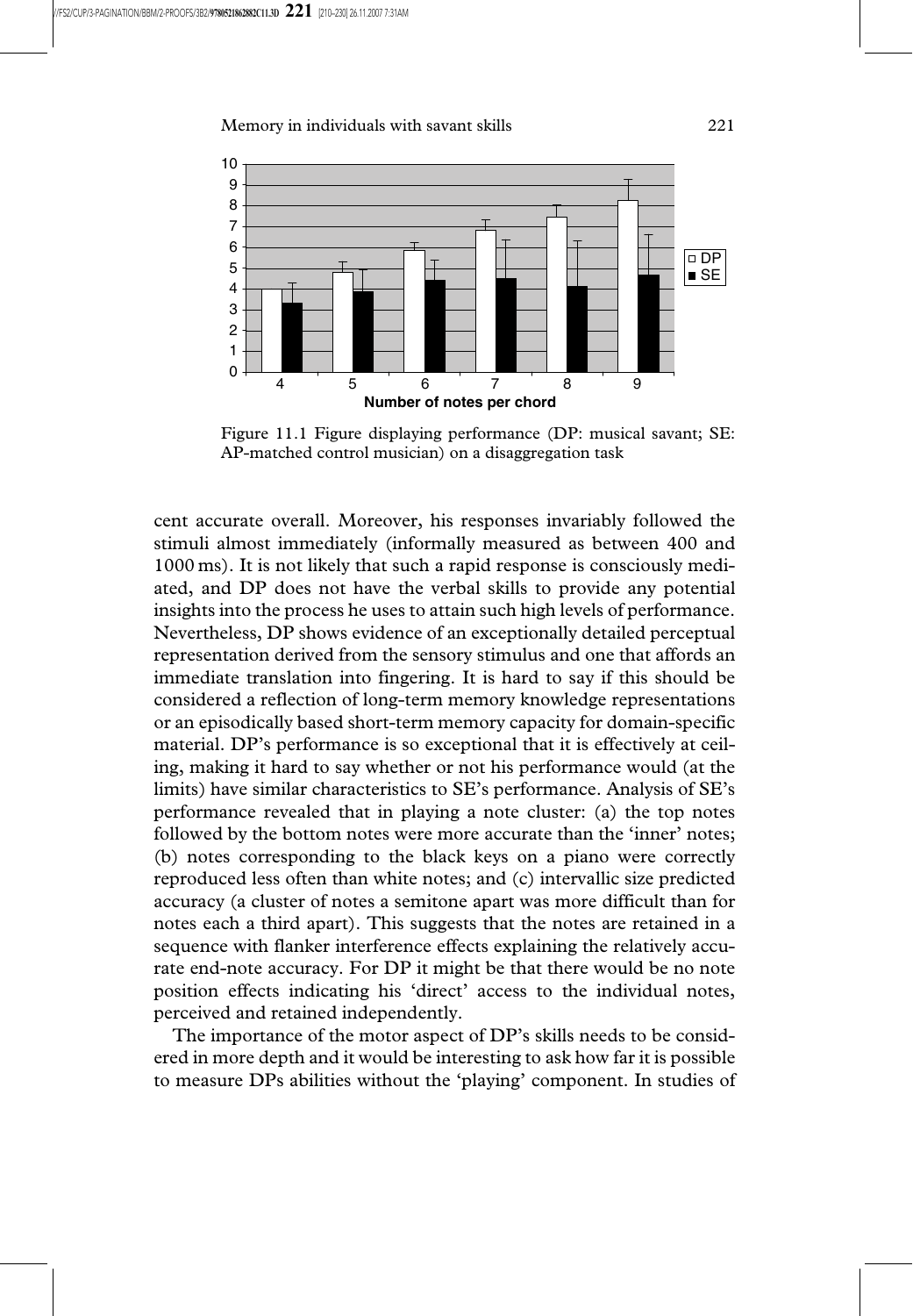10
9
8
7
6
5
4
3
2
1
0

4 5 6 7 8 9

Number of notes per chord

□ DP
■ SE

Figure 11.1 Figure displaying performance (DP: musical savant; SE: AP-matched control musician) on a disaggregation task

cent accurate overall. Moreover, his responses invariably followed the stimuli almost immediately (informally measured as between 400 and 1000 ms). It is not likely that such a rapid response is consciously mediated, and DP does not have the verbal skills to provide any potential insights into the process he uses to attain such high levels of performance. Nevertheless, DP shows evidence of an exceptionally detailed perceptual representation derived from the sensory stimulus and one that affords an immediate translation into fingering. It is hard to say if this should be considered a reflection of long-term memory knowledge representations or an episodically based short-term memory capacity for domain-specific material. DP's performance is so exceptional that it is effectively at ceiling, making it hard to say whether or not his performance would (at the limits) have similar characteristics to SE's performance. Analysis of SE's performance revealed that in playing a note cluster: (a) the top notes followed by the bottom notes were more accurate than the 'inner' notes; (b) notes corresponding to the black keys on a piano were correctly reproduced less often than white notes; and (c) intervallic size predicted accuracy (a cluster of notes a semitone apart was more difficult than for notes each a third apart). This suggests that the notes are retained in a sequence with flanker interference effects explaining the relatively accurate end-note accuracy. For DP it might be that there would be no note position effects indicating his 'direct' access to the individual notes, perceived and retained independently.

The importance of the motor aspect of DP's skills needs to be considered in more depth and it would be interesting to ask how far it is possible to measure DPs abilities without the 'playing' component. In studies of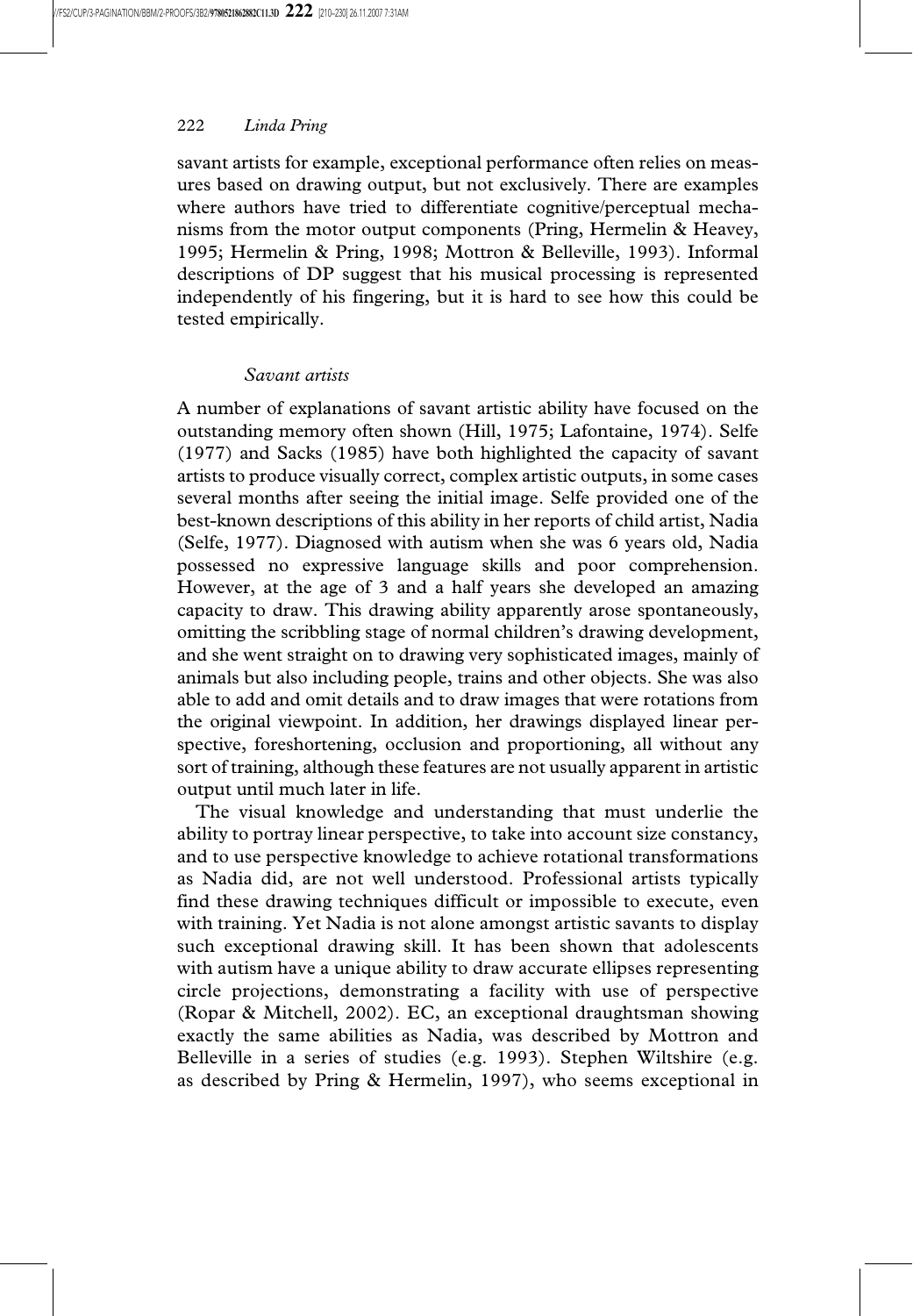savant artists for example, exceptional performance often relies on measures based on drawing output, but not exclusively. There are examples where authors have tried to differentiate cognitive/perceptual mechanisms from the motor output components (Pring, Hermelin & Heavey, 1995; Hermelin & Pring, 1998; Mottron & Belleville, 1993). Informal descriptions of DP suggest that his musical processing is represented independently of his fingering, but it is hard to see how this could be tested empirically.

### *Savant artists*

A number of explanations of savant artistic ability have focused on the outstanding memory often shown (Hill, 1975; Lafontaine, 1974). Selfe (1977) and Sacks (1985) have both highlighted the capacity of savant artists to produce visually correct, complex artistic outputs, in some cases several months after seeing the initial image. Selfe provided one of the best-known descriptions of this ability in her reports of child artist, Nadia (Selfe, 1977). Diagnosed with autism when she was 6 years old, Nadia possessed no expressive language skills and poor comprehension. However, at the age of 3 and a half years she developed an amazing capacity to draw. This drawing ability apparently arose spontaneously, omitting the scribbling stage of normal children's drawing development, and she went straight on to drawing very sophisticated images, mainly of animals but also including people, trains and other objects. She was also able to add and omit details and to draw images that were rotations from the original viewpoint. In addition, her drawings displayed linear perspective, foreshortening, occlusion and proportioning, all without any sort of training, although these features are not usually apparent in artistic output until much later in life.

The visual knowledge and understanding that must underlie the ability to portray linear perspective, to take into account size constancy, and to use perspective knowledge to achieve rotational transformations as Nadia did, are not well understood. Professional artists typically find these drawing techniques difficult or impossible to execute, even with training. Yet Nadia is not alone amongst artistic savants to display such exceptional drawing skill. It has been shown that adolescents with autism have a unique ability to draw accurate ellipses representing circle projections, demonstrating a facility with use of perspective (Ropar & Mitchell, 2002). EC, an exceptional draughtsman showing exactly the same abilities as Nadia, was described by Mottron and Belleville in a series of studies (e.g. 1993). Stephen Wiltshire (e.g. as described by Pring & Hermelin, 1997), who seems exceptional in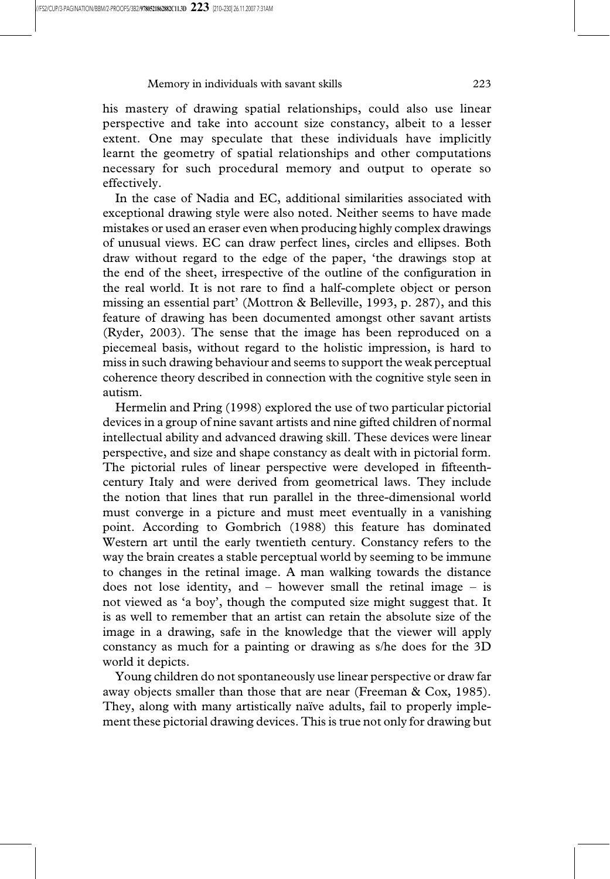his mastery of drawing spatial relationships, could also use linear perspective and take into account size constancy, albeit to a lesser extent. One may speculate that these individuals have implicitly learnt the geometry of spatial relationships and other computations necessary for such procedural memory and output to operate so effectively.

In the case of Nadia and EC, additional similarities associated with exceptional drawing style were also noted. Neither seems to have made mistakes or used an eraser even when producing highly complex drawings of unusual views. EC can draw perfect lines, circles and ellipses. Both draw without regard to the edge of the paper, 'the drawings stop at the end of the sheet, irrespective of the outline of the configuration in the real world. It is not rare to find a half-complete object or person missing an essential part' (Mottron & Belleville, 1993, p. 287), and this feature of drawing has been documented amongst other savant artists (Ryder, 2003). The sense that the image has been reproduced on a piecemeal basis, without regard to the holistic impression, is hard to miss in such drawing behaviour and seems to support the weak perceptual coherence theory described in connection with the cognitive style seen in autism.

Hermelin and Pring (1998) explored the use of two particular pictorial devices in a group of nine savant artists and nine gifted children of normal intellectual ability and advanced drawing skill. These devices were linear perspective, and size and shape constancy as dealt with in pictorial form. The pictorial rules of linear perspective were developed in fifteenth-century Italy and were derived from geometrical laws. They include the notion that lines that run parallel in the three-dimensional world must converge in a picture and must meet eventually in a vanishing point. According to Gombrich (1988) this feature has dominated Western art until the early twentieth century. Constancy refers to the way the brain creates a stable perceptual world by seeming to be immune to changes in the retinal image. A man walking towards the distance does not lose identity, and – however small the retinal image – is not viewed as 'a boy', though the computed size might suggest that. It is as well to remember that an artist can retain the absolute size of the image in a drawing, safe in the knowledge that the viewer will apply constancy as much for a painting or drawing as s/he does for the 3D world it depicts.

Young children do not spontaneously use linear perspective or draw far away objects smaller than those that are near (Freeman & Cox, 1985). They, along with many artistically naïve adults, fail to properly implement these pictorial drawing devices. This is true not only for drawing but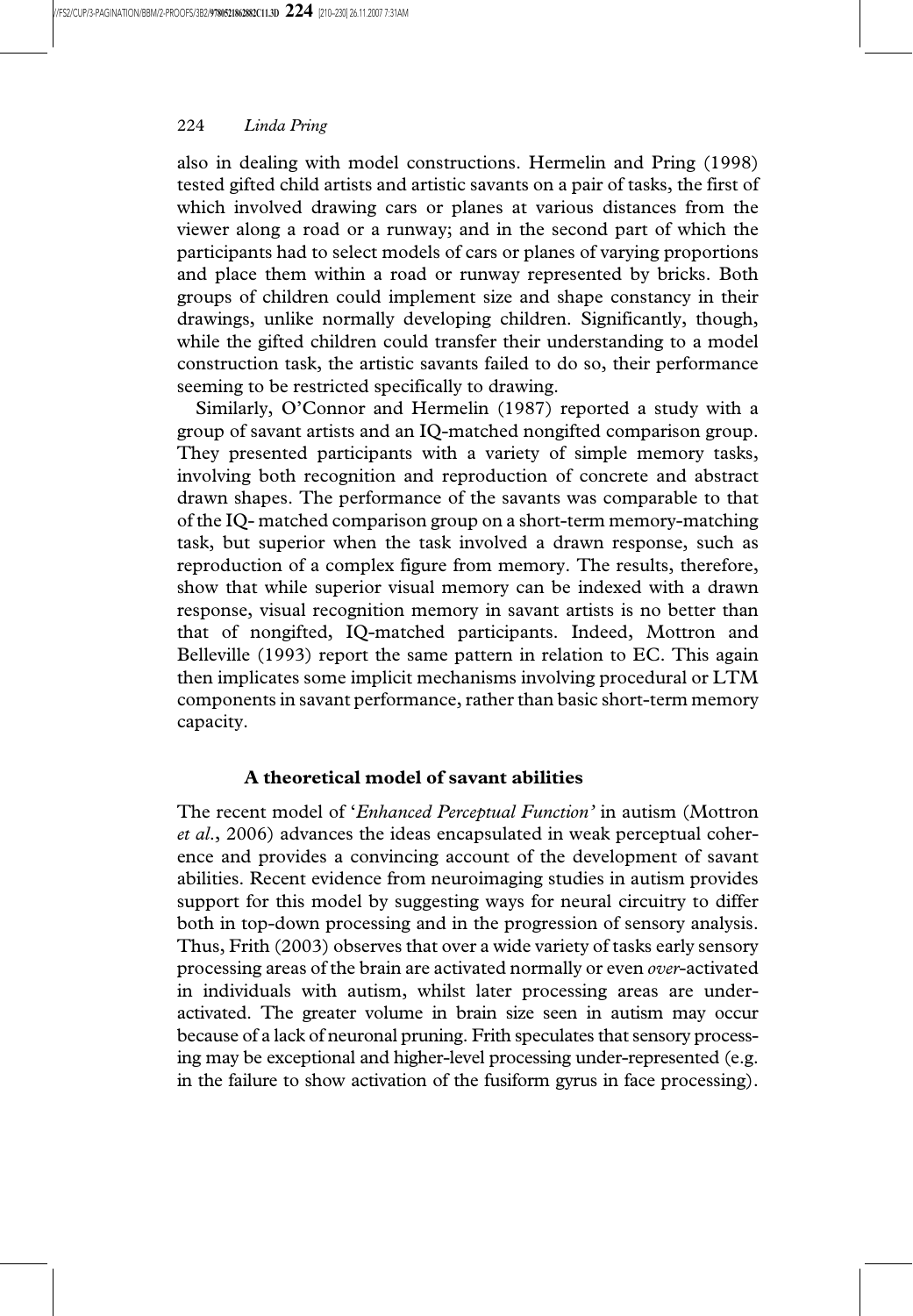also in dealing with model constructions. Hermelin and Pring (1998) tested gifted child artists and artistic savants on a pair of tasks, the first of which involved drawing cars or planes at various distances from the viewer along a road or a runway; and in the second part of which the participants had to select models of cars or planes of varying proportions and place them within a road or runway represented by bricks. Both groups of children could implement size and shape constancy in their drawings, unlike normally developing children. Significantly, though, while the gifted children could transfer their understanding to a model construction task, the artistic savants failed to do so, their performance seeming to be restricted specifically to drawing.

Similarly, O'Connor and Hermelin (1987) reported a study with a group of savant artists and an IQ-matched nongifted comparison group. They presented participants with a variety of simple memory tasks, involving both recognition and reproduction of concrete and abstract drawn shapes. The performance of the savants was comparable to that of the IQ- matched comparison group on a short-term memory-matching task, but superior when the task involved a drawn response, such as reproduction of a complex figure from memory. The results, therefore, show that while superior visual memory can be indexed with a drawn response, visual recognition memory in savant artists is no better than that of nongifted, IQ-matched participants. Indeed, Mottron and Belleville (1993) report the same pattern in relation to EC. This again then implicates some implicit mechanisms involving procedural or LTM components in savant performance, rather than basic short-term memory capacity.

### A theoretical model of savant abilities

The recent model of '*Enhanced Perceptual Function*' in autism (Mottron *et al.*, 2006) advances the ideas encapsulated in weak perceptual coherence and provides a convincing account of the development of savant abilities. Recent evidence from neuroimaging studies in autism provides support for this model by suggesting ways for neural circuitry to differ both in top-down processing and in the progression of sensory analysis. Thus, Frith (2003) observes that over a wide variety of tasks early sensory processing areas of the brain are activated normally or even *over*-activated in individuals with autism, whilst later processing areas are under-activated. The greater volume in brain size seen in autism may occur because of a lack of neuronal pruning. Frith speculates that sensory processing may be exceptional and higher-level processing under-represented (e.g. in the failure to show activation of the fusiform gyrus in face processing).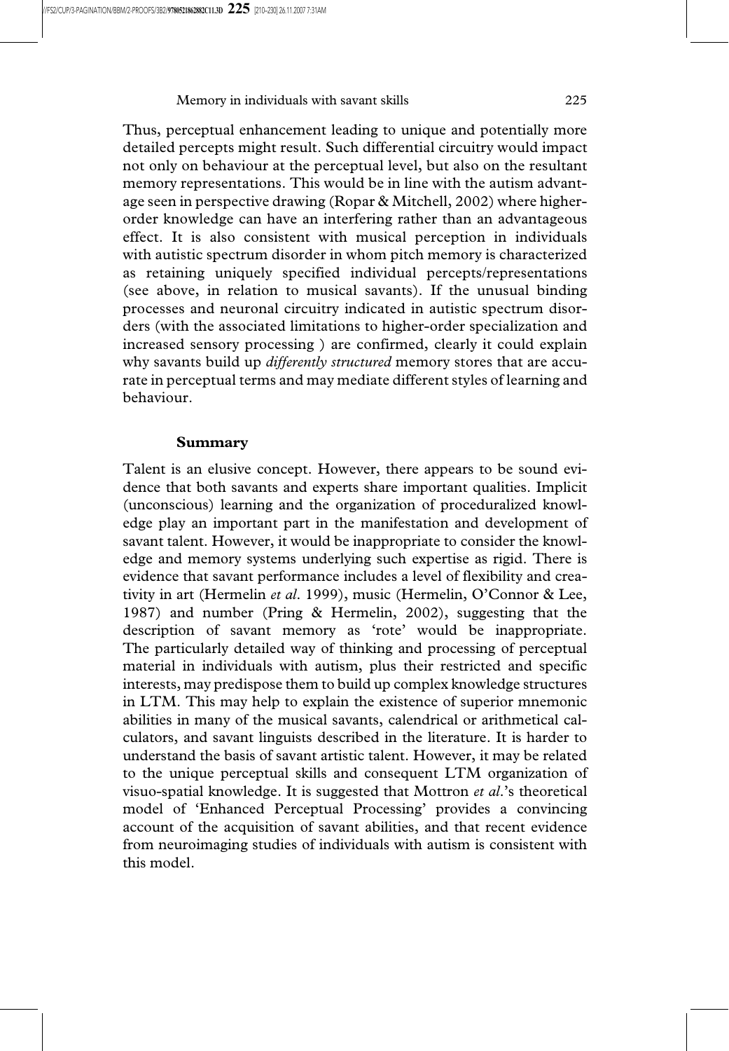Thus, perceptual enhancement leading to unique and potentially more detailed percepts might result. Such differential circuitry would impact not only on behaviour at the perceptual level, but also on the resultant memory representations. This would be in line with the autism advantage seen in perspective drawing (Ropar & Mitchell, 2002) where higher-order knowledge can have an interfering rather than an advantageous effect. It is also consistent with musical perception in individuals with autistic spectrum disorder in whom pitch memory is characterized as retaining uniquely specified individual percepts/representations (see above, in relation to musical savants). If the unusual binding processes and neuronal circuitry indicated in autistic spectrum disorders (with the associated limitations to higher-order specialization and increased sensory processing ) are confirmed, clearly it could explain why savants build up *differently structured* memory stores that are accurate in perceptual terms and may mediate different styles of learning and behaviour.

## Summary

Talent is an elusive concept. However, there appears to be sound evidence that both savants and experts share important qualities. Implicit (unconscious) learning and the organization of proceduralized knowledge play an important part in the manifestation and development of savant talent. However, it would be inappropriate to consider the knowledge and memory systems underlying such expertise as rigid. There is evidence that savant performance includes a level of flexibility and creativity in art (Hermelin *et al.* 1999), music (Hermelin, O'Connor & Lee, 1987) and number (Pring & Hermelin, 2002), suggesting that the description of savant memory as 'rote' would be inappropriate. The particularly detailed way of thinking and processing of perceptual material in individuals with autism, plus their restricted and specific interests, may predispose them to build up complex knowledge structures in LTM. This may help to explain the existence of superior mnemonic abilities in many of the musical savants, calendrical or arithmetical calculators, and savant linguists described in the literature. It is harder to understand the basis of savant artistic talent. However, it may be related to the unique perceptual skills and consequent LTM organization of visuo-spatial knowledge. It is suggested that Mottron *et al.*'s theoretical model of 'Enhanced Perceptual Processing' provides a convincing account of the acquisition of savant abilities, and that recent evidence from neuroimaging studies of individuals with autism is consistent with this model.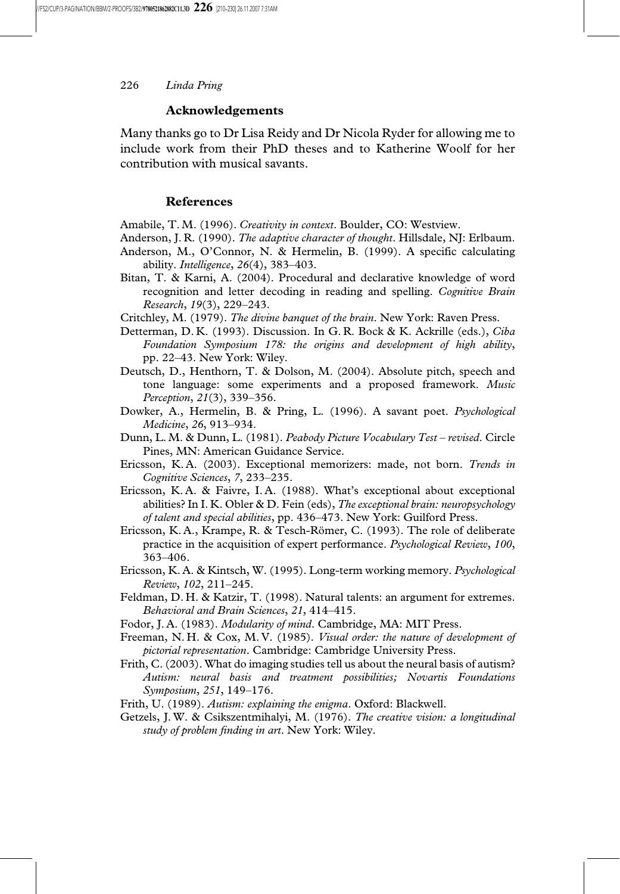## Acknowledgements

Many thanks go to Dr Lisa Reidy and Dr Nicola Ryder for allowing me to include work from their PhD theses and to Katherine Woolf for her contribution with musical savants.

## References

Amabile, T. M. (1996). *Creativity in context*. Boulder, CO: Westview.

Anderson, J. R. (1990). *The adaptive character of thought*. Hillsdale, NJ: Erlbaum.

Anderson, M., O'Connor, N. & Hermelin, B. (1999). A specific calculating ability. *Intelligence*, *26*(4), 383–403.

Bitan, T. & Karni, A. (2004). Procedural and declarative knowledge of word recognition and letter decoding in reading and spelling. *Cognitive Brain Research*, *19*(3), 229–243.

Critchley, M. (1979). *The divine banquet of the brain*. New York: Raven Press.

Detterman, D. K. (1993). Discussion. In G. R. Bock & K. Ackrille (eds.), *Ciba Foundation Symposium 178: the origins and development of high ability*, pp. 22–43. New York: Wiley.

Deutsch, D., Henthorn, T. & Dolson, M. (2004). Absolute pitch, speech and tone language: some experiments and a proposed framework. *Music Perception*, *21*(3), 339–356.

Dowker, A., Hermelin, B. & Pring, L. (1996). A savant poet. *Psychological Medicine*, *26*, 913–934.

Dunn, L. M. & Dunn, L. (1981). *Peabody Picture Vocabulary Test – revised*. Circle Pines, MN: American Guidance Service.

Ericsson, K. A. (2003). Exceptional memorizers: made, not born. *Trends in Cognitive Sciences*, *7*, 233–235.

Ericsson, K. A. & Faivre, I. A. (1988). What's exceptional about exceptional abilities? In I. K. Obler & D. Fein (eds), *The exceptional brain: neuropsychology of talent and special abilities*, pp. 436–473. New York: Guilford Press.

Ericsson, K. A., Krampe, R. & Tesch-Römer, C. (1993). The role of deliberate practice in the acquisition of expert performance. *Psychological Review*, *100*, 363–406.

Ericsson, K. A. & Kintsch, W. (1995). Long-term working memory. *Psychological Review*, *102*, 211–245.

Feldman, D. H. & Katzir, T. (1998). Natural talents: an argument for extremes. *Behavioral and Brain Sciences*, *21*, 414–415.

Fodor, J. A. (1983). *Modularity of mind*. Cambridge, MA: MIT Press.

Freeman, N. H. & Cox, M. V. (1985). *Visual order: the nature of development of pictorial representation*. Cambridge: Cambridge University Press.

Frith, C. (2003). What do imaging studies tell us about the neural basis of autism? *Autism: neural basis and treatment possibilities; Novartis Foundations Symposium*, *251*, 149–176.

Frith, U. (1989). *Autism: explaining the enigma*. Oxford: Blackwell.

Getzels, J. W. & Csikszentmihalyi, M. (1976). *The creative vision: a longitudinal study of problem finding in art*. New York: Wiley.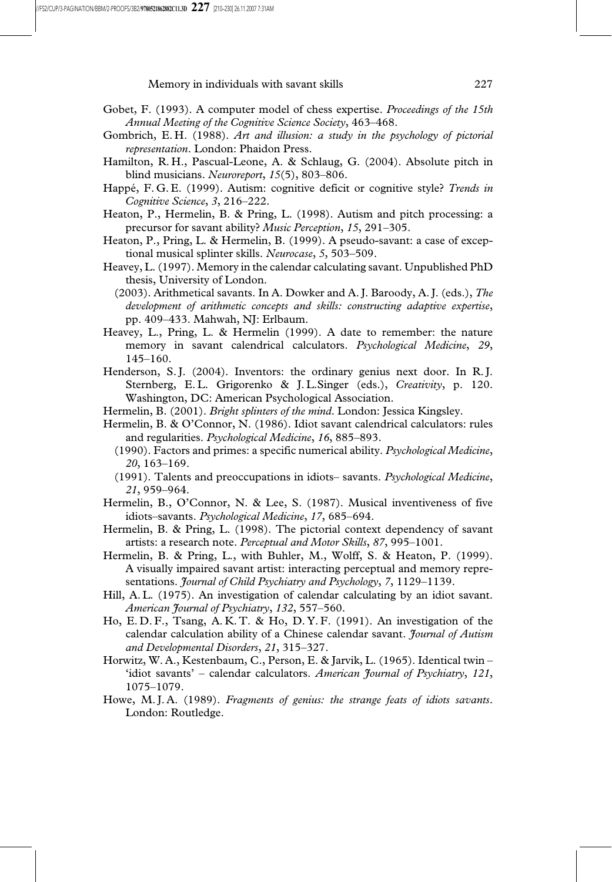Gobet, F. (1993). A computer model of chess expertise. *Proceedings of the 15th Annual Meeting of the Cognitive Science Society*, 463–468.

Gombrich, E. H. (1988). *Art and illusion: a study in the psychology of pictorial representation*. London: Phaidon Press.

Hamilton, R. H., Pascual-Leone, A. & Schlaug, G. (2004). Absolute pitch in blind musicians. *Neuroreport*, *15*(5), 803–806.

Happé, F. G. E. (1999). Autism: cognitive deficit or cognitive style? *Trends in Cognitive Science*, *3*, 216–222.

Heaton, P., Hermelin, B. & Pring, L. (1998). Autism and pitch processing: a precursor for savant ability? *Music Perception*, *15*, 291–305.

Heaton, P., Pring, L. & Hermelin, B. (1999). A pseudo-savant: a case of exceptional musical splinter skills. *Neurocase*, *5*, 503–509.

Heavey, L. (1997). Memory in the calendar calculating savant. Unpublished PhD thesis, University of London.

(2003). Arithmetical savants. In A. Dowker and A. J. Baroody, A. J. (eds.), *The development of arithmetic concepts and skills: constructing adaptive expertise*, pp. 409–433. Mahwah, NJ: Erlbaum.

Heavey, L., Pring, L. & Hermelin (1999). A date to remember: the nature memory in savant calendrical calculators. *Psychological Medicine*, *29*, 145–160.

Henderson, S. J. (2004). Inventors: the ordinary genius next door. In R. J. Sternberg, E. L. Grigorenko & J. L.Singer (eds.), *Creativity*, p. 120. Washington, DC: American Psychological Association.

Hermelin, B. (2001). *Bright splinters of the mind*. London: Jessica Kingsley.

Hermelin, B. & O'Connor, N. (1986). Idiot savant calendrical calculators: rules and regularities. *Psychological Medicine*, *16*, 885–893.

(1990). Factors and primes: a specific numerical ability. *Psychological Medicine*, *20*, 163–169.

(1991). Talents and preoccupations in idiots– savants. *Psychological Medicine*, *21*, 959–964.

Hermelin, B., O'Connor, N. & Lee, S. (1987). Musical inventiveness of five idiots–savants. *Psychological Medicine*, *17*, 685–694.

Hermelin, B. & Pring, L. (1998). The pictorial context dependency of savant artists: a research note. *Perceptual and Motor Skills*, *87*, 995–1001.

Hermelin, B. & Pring, L., with Buhler, M., Wolff, S. & Heaton, P. (1999). A visually impaired savant artist: interacting perceptual and memory representations. *Journal of Child Psychiatry and Psychology*, *7*, 1129–1139.

Hill, A. L. (1975). An investigation of calendar calculating by an idiot savant. *American Journal of Psychiatry*, *132*, 557–560.

Ho, E. D. F., Tsang, A. K. T. & Ho, D. Y. F. (1991). An investigation of the calendar calculation ability of a Chinese calendar savant. *Journal of Autism and Developmental Disorders*, *21*, 315–327.

Horwitz, W. A., Kestenbaum, C., Person, E. & Jarvik, L. (1965). Identical twin – 'idiot savants' – calendar calculators. *American Journal of Psychiatry*, *121*, 1075–1079.

Howe, M. J. A. (1989). *Fragments of genius: the strange feats of idiots savants*. London: Routledge.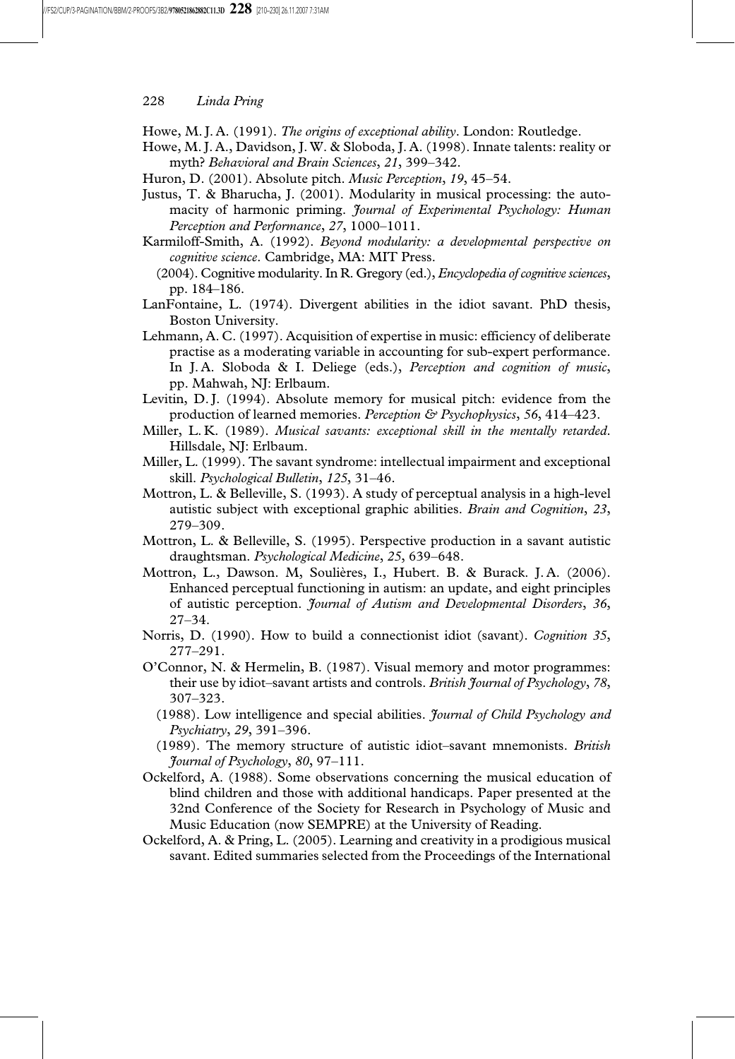Howe, M. J. A. (1991). *The origins of exceptional ability*. London: Routledge.

Howe, M. J. A., Davidson, J. W. & Sloboda, J. A. (1998). Innate talents: reality or myth? *Behavioral and Brain Sciences*, *21*, 399–342.

Huron, D. (2001). Absolute pitch. *Music Perception*, *19*, 45–54.

Justus, T. & Bharucha, J. (2001). Modularity in musical processing: the automacity of harmonic priming. *Journal of Experimental Psychology: Human Perception and Performance*, *27*, 1000–1011.

Karmiloff-Smith, A. (1992). *Beyond modularity: a developmental perspective on cognitive science*. Cambridge, MA: MIT Press.

(2004). Cognitive modularity. In R. Gregory (ed.), *Encyclopedia of cognitive sciences*, pp. 184–186.

LanFontaine, L. (1974). Divergent abilities in the idiot savant. PhD thesis, Boston University.

Lehmann, A. C. (1997). Acquisition of expertise in music: efficiency of deliberate practise as a moderating variable in accounting for sub-expert performance. In J. A. Sloboda & I. Deliege (eds.), *Perception and cognition of music*, pp. Mahwah, NJ: Erlbaum.

Levitin, D. J. (1994). Absolute memory for musical pitch: evidence from the production of learned memories. *Perception & Psychophysics*, *56*, 414–423.

Miller, L. K. (1989). *Musical savants: exceptional skill in the mentally retarded*. Hillsdale, NJ: Erlbaum.

Miller, L. (1999). The savant syndrome: intellectual impairment and exceptional skill. *Psychological Bulletin*, *125*, 31–46.

Mottron, L. & Belleville, S. (1993). A study of perceptual analysis in a high-level autistic subject with exceptional graphic abilities. *Brain and Cognition*, *23*, 279–309.

Mottron, L. & Belleville, S. (1995). Perspective production in a savant autistic draughtsman. *Psychological Medicine*, *25*, 639–648.

Mottron, L., Dawson. M, Soulières, I., Hubert. B. & Burack. J. A. (2006). Enhanced perceptual functioning in autism: an update, and eight principles of autistic perception. *Journal of Autism and Developmental Disorders*, *36*, 27–34.

Norris, D. (1990). How to build a connectionist idiot (savant). *Cognition 35*, 277–291.

O'Connor, N. & Hermelin, B. (1987). Visual memory and motor programmes: their use by idiot–savant artists and controls. *British Journal of Psychology*, *78*, 307–323.

(1988). Low intelligence and special abilities. *Journal of Child Psychology and Psychiatry*, *29*, 391–396.

(1989). The memory structure of autistic idiot–savant mnemonists. *British Journal of Psychology*, *80*, 97–111.

Ockelford, A. (1988). Some observations concerning the musical education of blind children and those with additional handicaps. Paper presented at the 32nd Conference of the Society for Research in Psychology of Music and Music Education (now SEMPRE) at the University of Reading.

Ockelford, A. & Pring, L. (2005). Learning and creativity in a prodigious musical savant. Edited summaries selected from the Proceedings of the International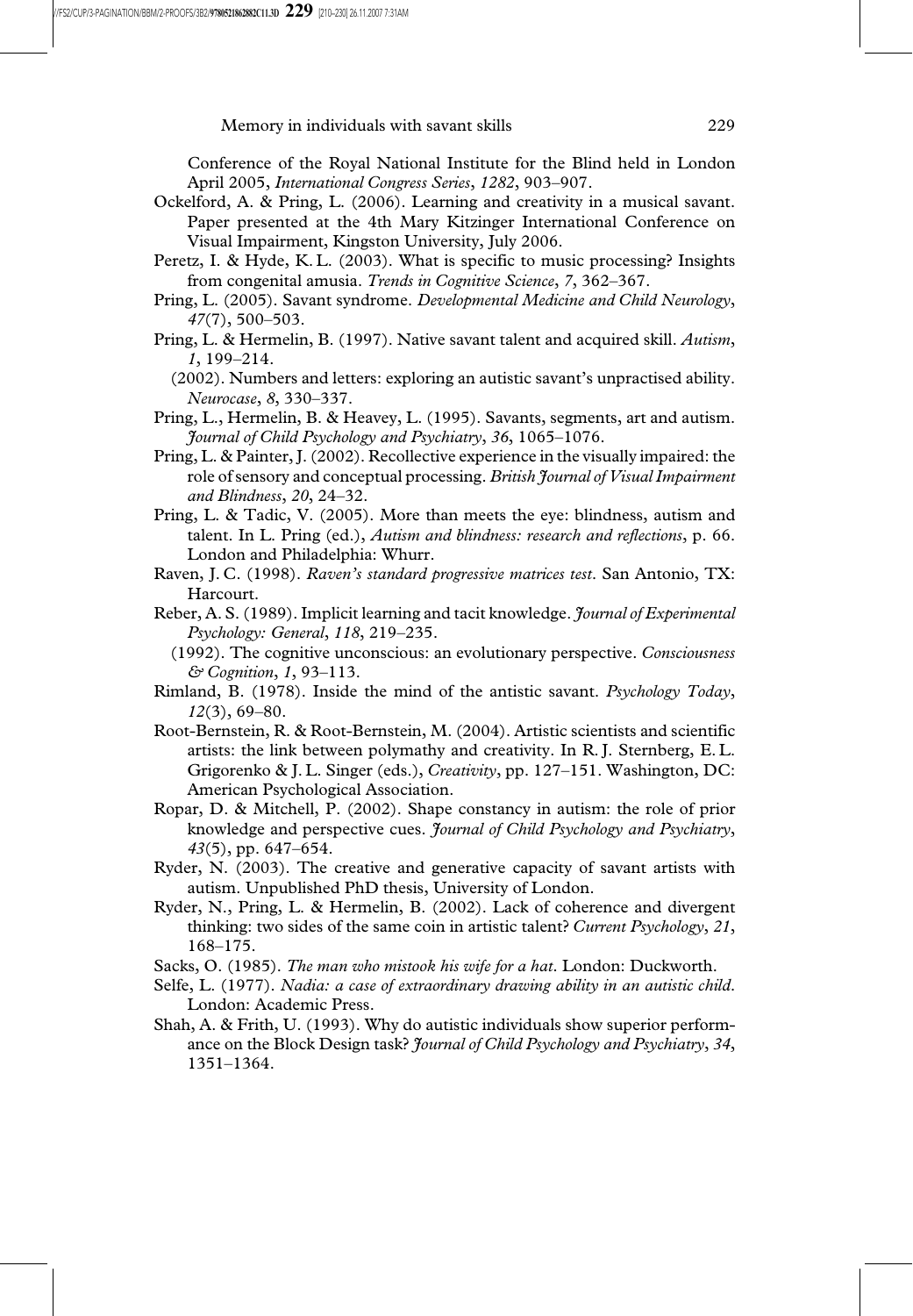Conference of the Royal National Institute for the Blind held in London April 2005, *International Congress Series*, *1282*, 903–907.

Ockelford, A. & Pring, L. (2006). Learning and creativity in a musical savant. Paper presented at the 4th Mary Kitzinger International Conference on Visual Impairment, Kingston University, July 2006.

Peretz, I. & Hyde, K. L. (2003). What is specific to music processing? Insights from congenital amusia. *Trends in Cognitive Science*, *7*, 362–367.

Pring, L. (2005). Savant syndrome. *Developmental Medicine and Child Neurology*, *47*(7), 500–503.

Pring, L. & Hermelin, B. (1997). Native savant talent and acquired skill. *Autism*, *1*, 199–214.

(2002). Numbers and letters: exploring an autistic savant's unpractised ability. *Neurocase*, *8*, 330–337.

Pring, L., Hermelin, B. & Heavey, L. (1995). Savants, segments, art and autism. *Journal of Child Psychology and Psychiatry*, *36*, 1065–1076.

Pring, L. & Painter, J. (2002). Recollective experience in the visually impaired: the role of sensory and conceptual processing. *British Journal of Visual Impairment and Blindness*, *20*, 24–32.

Pring, L. & Tadic, V. (2005). More than meets the eye: blindness, autism and talent. In L. Pring (ed.), *Autism and blindness: research and reflections*, p. 66. London and Philadelphia: Whurr.

Raven, J. C. (1998). *Raven's standard progressive matrices test*. San Antonio, TX: Harcourt.

Reber, A. S. (1989). Implicit learning and tacit knowledge. *Journal of Experimental Psychology: General*, *118*, 219–235.

(1992). The cognitive unconscious: an evolutionary perspective. *Consciousness & Cognition*, *1*, 93–113.

Rimland, B. (1978). Inside the mind of the antistic savant. *Psychology Today*, *12*(3), 69–80.

Root-Bernstein, R. & Root-Bernstein, M. (2004). Artistic scientists and scientific artists: the link between polymathy and creativity. In R. J. Sternberg, E. L. Grigorenko & J. L. Singer (eds.), *Creativity*, pp. 127–151. Washington, DC: American Psychological Association.

Ropar, D. & Mitchell, P. (2002). Shape constancy in autism: the role of prior knowledge and perspective cues. *Journal of Child Psychology and Psychiatry*, *43*(5), pp. 647–654.

Ryder, N. (2003). The creative and generative capacity of savant artists with autism. Unpublished PhD thesis, University of London.

Ryder, N., Pring, L. & Hermelin, B. (2002). Lack of coherence and divergent thinking: two sides of the same coin in artistic talent? *Current Psychology*, *21*, 168–175.

Sacks, O. (1985). *The man who mistook his wife for a hat*. London: Duckworth.

Selfe, L. (1977). *Nadia: a case of extraordinary drawing ability in an autistic child*. London: Academic Press.

Shah, A. & Frith, U. (1993). Why do autistic individuals show superior performance on the Block Design task? *Journal of Child Psychology and Psychiatry*, *34*, 1351–1364.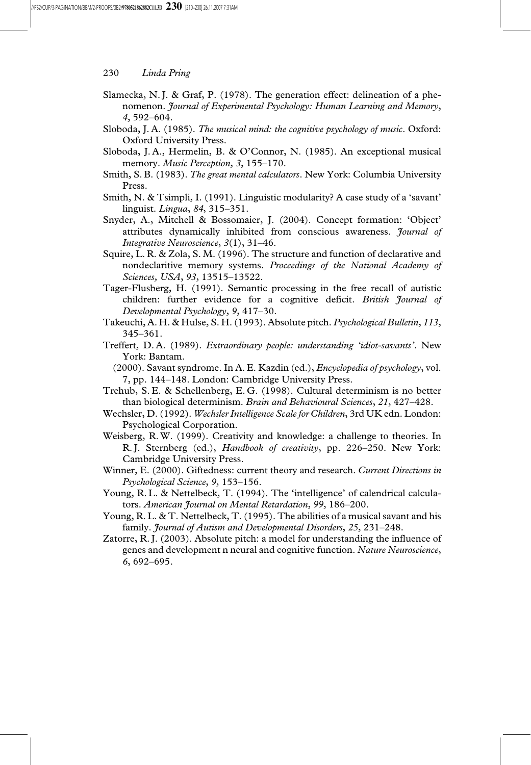Slamecka, N. J. & Graf, P. (1978). The generation effect: delineation of a phenomenon. *Journal of Experimental Psychology: Human Learning and Memory*, *4*, 592–604.

Sloboda, J. A. (1985). *The musical mind: the cognitive psychology of music*. Oxford: Oxford University Press.

Sloboda, J. A., Hermelin, B. & O'Connor, N. (1985). An exceptional musical memory. *Music Perception*, *3*, 155–170.

Smith, S. B. (1983). *The great mental calculators*. New York: Columbia University Press.

Smith, N. & Tsimpli, I. (1991). Linguistic modularity? A case study of a 'savant' linguist. *Lingua*, *84*, 315–351.

Snyder, A., Mitchell & Bossomaier, J. (2004). Concept formation: 'Object' attributes dynamically inhibited from conscious awareness. *Journal of Integrative Neuroscience*, *3*(1), 31–46.

Squire, L. R. & Zola, S. M. (1996). The structure and function of declarative and nondeclaritive memory systems. *Proceedings of the National Academy of Sciences, USA*, *93*, 13515–13522.

Tager-Flusberg, H. (1991). Semantic processing in the free recall of autistic children: further evidence for a cognitive deficit. *British Journal of Developmental Psychology*, *9*, 417–30.

Takeuchi, A. H. & Hulse, S. H. (1993). Absolute pitch. *Psychological Bulletin*, *113*, 345–361.

Treffert, D. A. (1989). *Extraordinary people: understanding 'idiot-savants'*. New York: Bantam.

(2000). Savant syndrome. In A. E. Kazdin (ed.), *Encyclopedia of psychology*, vol. 7, pp. 144–148. London: Cambridge University Press.

Trehub, S. E. & Schellenberg, E. G. (1998). Cultural determinism is no better than biological determinism. *Brain and Behavioural Sciences*, *21*, 427–428.

Wechsler, D. (1992). *Wechsler Intelligence Scale for Children*, 3rd UK edn. London: Psychological Corporation.

Weisberg, R. W. (1999). Creativity and knowledge: a challenge to theories. In R. J. Sternberg (ed.), *Handbook of creativity*, pp. 226–250. New York: Cambridge University Press.

Winner, E. (2000). Giftedness: current theory and research. *Current Directions in Psychological Science*, *9*, 153–156.

Young, R. L. & Nettelbeck, T. (1994). The 'intelligence' of calendrical calculators. *American Journal on Mental Retardation*, *99*, 186–200.

Young, R. L. & T. Nettelbeck, T. (1995). The abilities of a musical savant and his family. *Journal of Autism and Developmental Disorders*, *25*, 231–248.

Zatorre, R. J. (2003). Absolute pitch: a model for understanding the influence of genes and development n neural and cognitive function. *Nature Neuroscience*, *6*, 692–695.